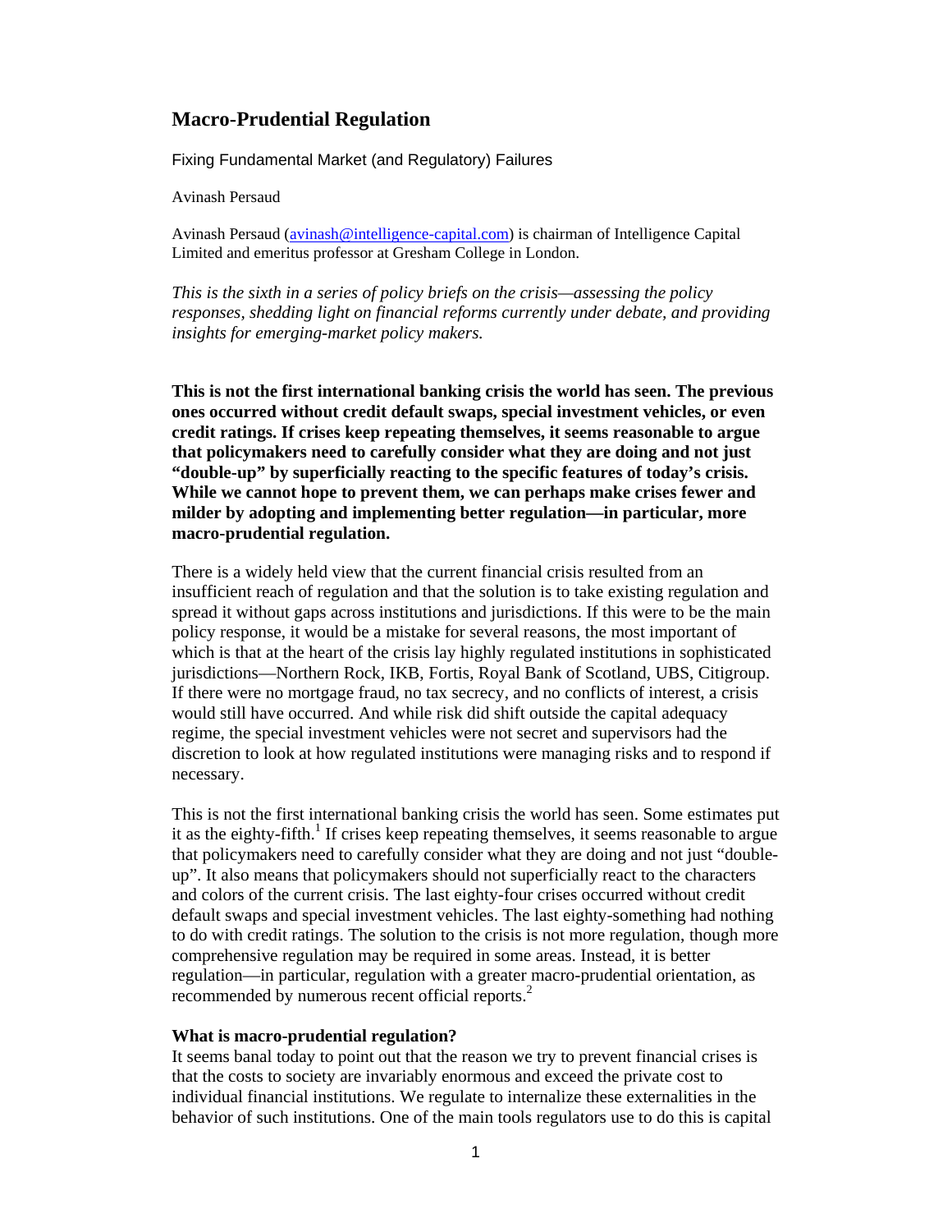# Macro-Prudential Regulation

Fixing Fundamental Market (and Regulatory) Failures

Avinash Persaud

Avinash Persaud (avinash@intelligence-capital.com) is chairman of Intelligence Capital Limited and emeritus professor at Gresham College in London.

*This is the sixth in a series of policy briefs on the crisis—assessing the policy responses, shedding light on financial reforms currently under debate, and providing insights for emerging-market policy makers.*

**This is not the first international banking crisis the world has seen. The previous ones occurred without credit default swaps, special investment vehicles, or even credit ratings. If crises keep repeating themselves, it seems reasonable to argue that policymakers need to carefully consider what they are doing and not just "double-up" by superficially reacting to the specific features of today's crisis. While we cannot hope to prevent them, we can perhaps make crises fewer and milder by adopting and implementing better regulation—in particular, more macro-prudential regulation.**

There is a widely held view that the current financial crisis resulted from an insufficient reach of regulation and that the solution is to take existing regulation and spread it without gaps across institutions and jurisdictions. If this were to be the main policy response, it would be a mistake for several reasons, the most important of which is that at the heart of the crisis lay highly regulated institutions in sophisticated jurisdictions—Northern Rock, IKB, Fortis, Royal Bank of Scotland, UBS, Citigroup. If there were no mortgage fraud, no tax secrecy, and no conflicts of interest, a crisis would still have occurred. And while risk did shift outside the capital adequacy regime, the special investment vehicles were not secret and supervisors had the discretion to look at how regulated institutions were managing risks and to respond if necessary.

This is not the first international banking crisis the world has seen. Some estimates put it as the eighty-fifth.[1] If crises keep repeating themselves, it seems reasonable to argue that policymakers need to carefully consider what they are doing and not just "double-up". It also means that policymakers should not superficially react to the characters and colors of the current crisis. The last eighty-four crises occurred without credit default swaps and special investment vehicles. The last eighty-something had nothing to do with credit ratings. The solution to the crisis is not more regulation, though more comprehensive regulation may be required in some areas. Instead, it is better regulation—in particular, regulation with a greater macro-prudential orientation, as recommended by numerous recent official reports.[2]

### What is macro-prudential regulation?

It seems banal today to point out that the reason we try to prevent financial crises is that the costs to society are invariably enormous and exceed the private cost to individual financial institutions. We regulate to internalize these externalities in the behavior of such institutions. One of the main tools regulators use to do this is capital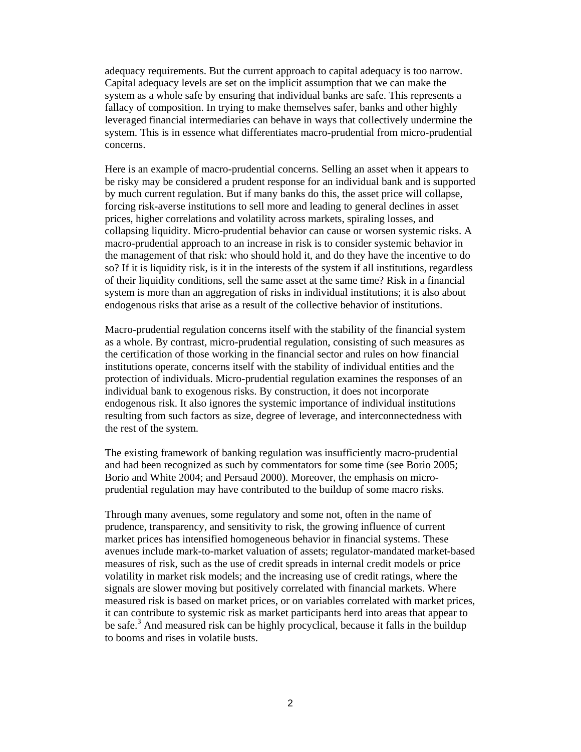adequacy requirements. But the current approach to capital adequacy is too narrow. Capital adequacy levels are set on the implicit assumption that we can make the system as a whole safe by ensuring that individual banks are safe. This represents a fallacy of composition. In trying to make themselves safer, banks and other highly leveraged financial intermediaries can behave in ways that collectively undermine the system. This is in essence what differentiates macro-prudential from micro-prudential concerns.

Here is an example of macro-prudential concerns. Selling an asset when it appears to be risky may be considered a prudent response for an individual bank and is supported by much current regulation. But if many banks do this, the asset price will collapse, forcing risk-averse institutions to sell more and leading to general declines in asset prices, higher correlations and volatility across markets, spiraling losses, and collapsing liquidity. Micro-prudential behavior can cause or worsen systemic risks. A macro-prudential approach to an increase in risk is to consider systemic behavior in the management of that risk: who should hold it, and do they have the incentive to do so? If it is liquidity risk, is it in the interests of the system if all institutions, regardless of their liquidity conditions, sell the same asset at the same time? Risk in a financial system is more than an aggregation of risks in individual institutions; it is also about endogenous risks that arise as a result of the collective behavior of institutions.

Macro-prudential regulation concerns itself with the stability of the financial system as a whole. By contrast, micro-prudential regulation, consisting of such measures as the certification of those working in the financial sector and rules on how financial institutions operate, concerns itself with the stability of individual entities and the protection of individuals. Micro-prudential regulation examines the responses of an individual bank to exogenous risks. By construction, it does not incorporate endogenous risk. It also ignores the systemic importance of individual institutions resulting from such factors as size, degree of leverage, and interconnectedness with the rest of the system.

The existing framework of banking regulation was insufficiently macro-prudential and had been recognized as such by commentators for some time (see Borio 2005; Borio and White 2004; and Persaud 2000). Moreover, the emphasis on micro-prudential regulation may have contributed to the buildup of some macro risks.

Through many avenues, some regulatory and some not, often in the name of prudence, transparency, and sensitivity to risk, the growing influence of current market prices has intensified homogeneous behavior in financial systems. These avenues include mark-to-market valuation of assets; regulator-mandated market-based measures of risk, such as the use of credit spreads in internal credit models or price volatility in market risk models; and the increasing use of credit ratings, where the signals are slower moving but positively correlated with financial markets. Where measured risk is based on market prices, or on variables correlated with market prices, it can contribute to systemic risk as market participants herd into areas that appear to be safe.[3] And measured risk can be highly procyclical, because it falls in the buildup to booms and rises in volatile busts.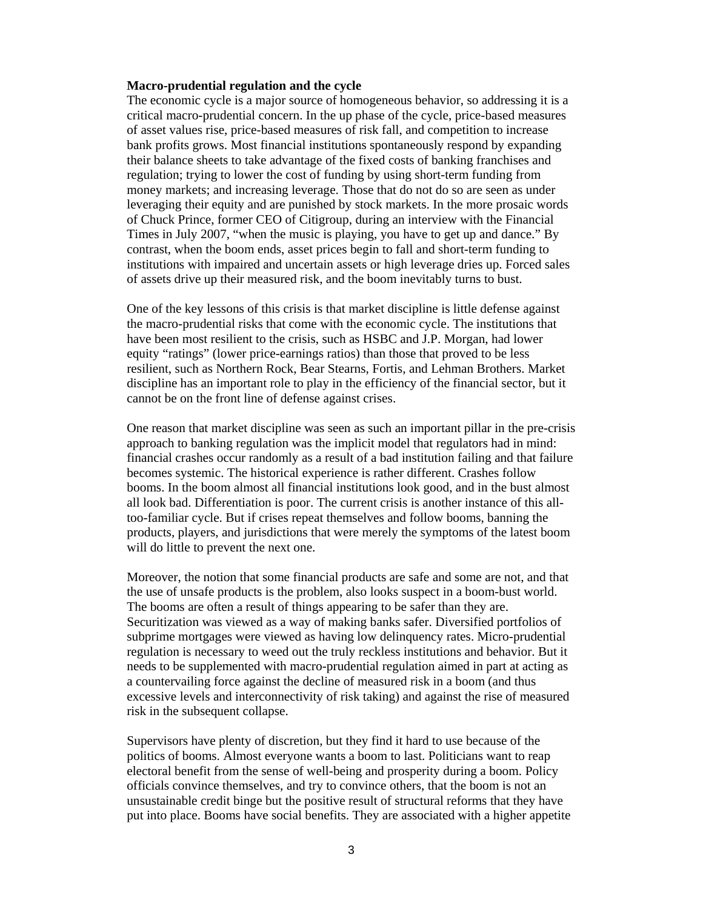**Macro-prudential regulation and the cycle**

The economic cycle is a major source of homogeneous behavior, so addressing it is a critical macro-prudential concern. In the up phase of the cycle, price-based measures of asset values rise, price-based measures of risk fall, and competition to increase bank profits grows. Most financial institutions spontaneously respond by expanding their balance sheets to take advantage of the fixed costs of banking franchises and regulation; trying to lower the cost of funding by using short-term funding from money markets; and increasing leverage. Those that do not do so are seen as under leveraging their equity and are punished by stock markets. In the more prosaic words of Chuck Prince, former CEO of Citigroup, during an interview with the Financial Times in July 2007, "when the music is playing, you have to get up and dance." By contrast, when the boom ends, asset prices begin to fall and short-term funding to institutions with impaired and uncertain assets or high leverage dries up. Forced sales of assets drive up their measured risk, and the boom inevitably turns to bust.

One of the key lessons of this crisis is that market discipline is little defense against the macro-prudential risks that come with the economic cycle. The institutions that have been most resilient to the crisis, such as HSBC and J.P. Morgan, had lower equity "ratings" (lower price-earnings ratios) than those that proved to be less resilient, such as Northern Rock, Bear Stearns, Fortis, and Lehman Brothers. Market discipline has an important role to play in the efficiency of the financial sector, but it cannot be on the front line of defense against crises.

One reason that market discipline was seen as such an important pillar in the pre-crisis approach to banking regulation was the implicit model that regulators had in mind: financial crashes occur randomly as a result of a bad institution failing and that failure becomes systemic. The historical experience is rather different. Crashes follow booms. In the boom almost all financial institutions look good, and in the bust almost all look bad. Differentiation is poor. The current crisis is another instance of this all-too-familiar cycle. But if crises repeat themselves and follow booms, banning the products, players, and jurisdictions that were merely the symptoms of the latest boom will do little to prevent the next one.

Moreover, the notion that some financial products are safe and some are not, and that the use of unsafe products is the problem, also looks suspect in a boom-bust world. The booms are often a result of things appearing to be safer than they are. Securitization was viewed as a way of making banks safer. Diversified portfolios of subprime mortgages were viewed as having low delinquency rates. Micro-prudential regulation is necessary to weed out the truly reckless institutions and behavior. But it needs to be supplemented with macro-prudential regulation aimed in part at acting as a countervailing force against the decline of measured risk in a boom (and thus excessive levels and interconnectivity of risk taking) and against the rise of measured risk in the subsequent collapse.

Supervisors have plenty of discretion, but they find it hard to use because of the politics of booms. Almost everyone wants a boom to last. Politicians want to reap electoral benefit from the sense of well-being and prosperity during a boom. Policy officials convince themselves, and try to convince others, that the boom is not an unsustainable credit binge but the positive result of structural reforms that they have put into place. Booms have social benefits. They are associated with a higher appetite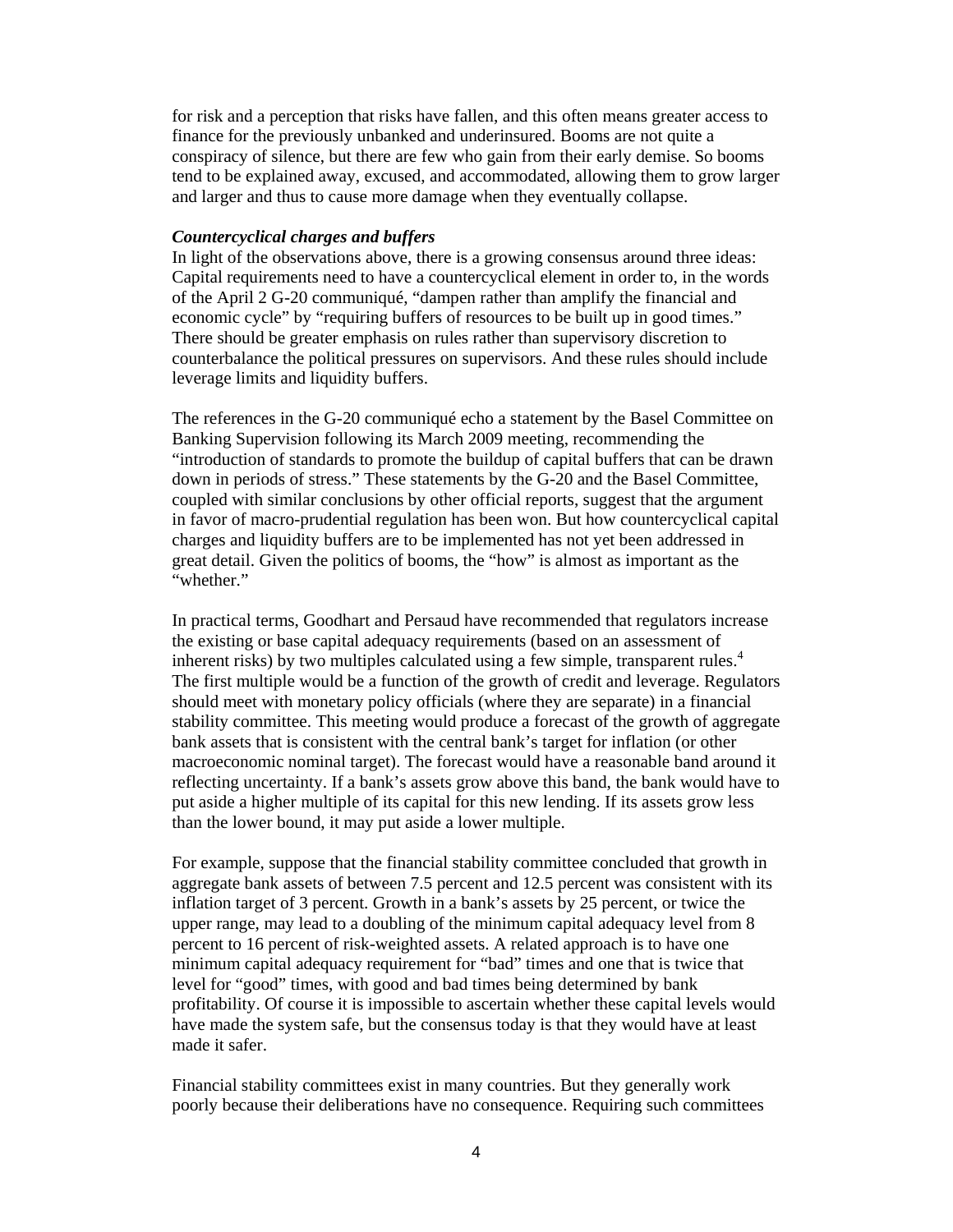for risk and a perception that risks have fallen, and this often means greater access to finance for the previously unbanked and underinsured. Booms are not quite a conspiracy of silence, but there are few who gain from their early demise. So booms tend to be explained away, excused, and accommodated, allowing them to grow larger and larger and thus to cause more damage when they eventually collapse.

***Countercyclical charges and buffers***

In light of the observations above, there is a growing consensus around three ideas: Capital requirements need to have a countercyclical element in order to, in the words of the April 2 G-20 communiqué, "dampen rather than amplify the financial and economic cycle" by "requiring buffers of resources to be built up in good times." There should be greater emphasis on rules rather than supervisory discretion to counterbalance the political pressures on supervisors. And these rules should include leverage limits and liquidity buffers.

The references in the G-20 communiqué echo a statement by the Basel Committee on Banking Supervision following its March 2009 meeting, recommending the "introduction of standards to promote the buildup of capital buffers that can be drawn down in periods of stress." These statements by the G-20 and the Basel Committee, coupled with similar conclusions by other official reports, suggest that the argument in favor of macro-prudential regulation has been won. But how countercyclical capital charges and liquidity buffers are to be implemented has not yet been addressed in great detail. Given the politics of booms, the "how" is almost as important as the "whether."

In practical terms, Goodhart and Persaud have recommended that regulators increase the existing or base capital adequacy requirements (based on an assessment of inherent risks) by two multiples calculated using a few simple, transparent rules.[4] The first multiple would be a function of the growth of credit and leverage. Regulators should meet with monetary policy officials (where they are separate) in a financial stability committee. This meeting would produce a forecast of the growth of aggregate bank assets that is consistent with the central bank's target for inflation (or other macroeconomic nominal target). The forecast would have a reasonable band around it reflecting uncertainty. If a bank's assets grow above this band, the bank would have to put aside a higher multiple of its capital for this new lending. If its assets grow less than the lower bound, it may put aside a lower multiple.

For example, suppose that the financial stability committee concluded that growth in aggregate bank assets of between 7.5 percent and 12.5 percent was consistent with its inflation target of 3 percent. Growth in a bank's assets by 25 percent, or twice the upper range, may lead to a doubling of the minimum capital adequacy level from 8 percent to 16 percent of risk-weighted assets. A related approach is to have one minimum capital adequacy requirement for "bad" times and one that is twice that level for "good" times, with good and bad times being determined by bank profitability. Of course it is impossible to ascertain whether these capital levels would have made the system safe, but the consensus today is that they would have at least made it safer.

Financial stability committees exist in many countries. But they generally work poorly because their deliberations have no consequence. Requiring such committees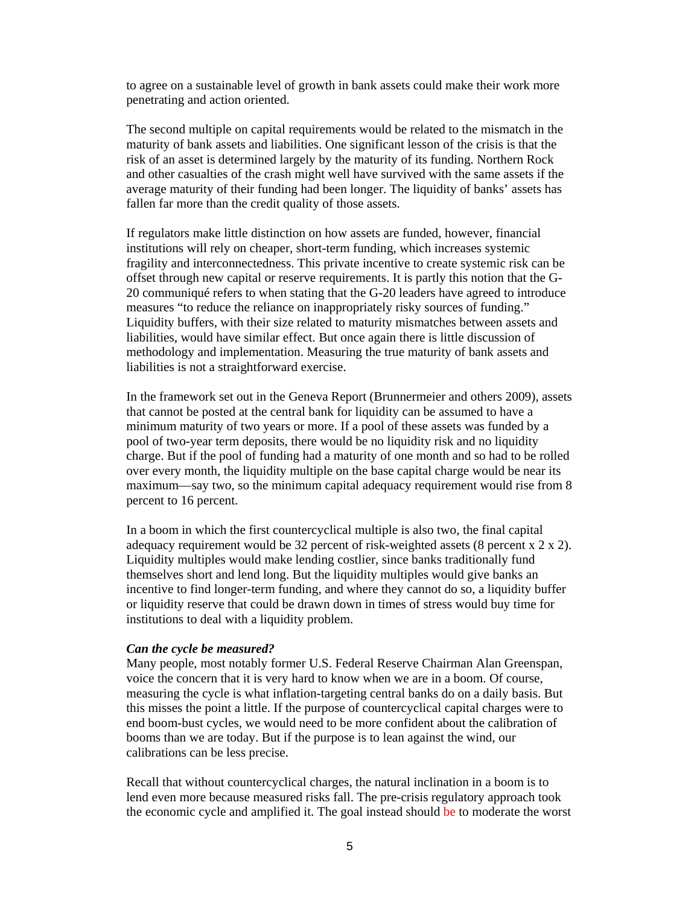to agree on a sustainable level of growth in bank assets could make their work more penetrating and action oriented.

The second multiple on capital requirements would be related to the mismatch in the maturity of bank assets and liabilities. One significant lesson of the crisis is that the risk of an asset is determined largely by the maturity of its funding. Northern Rock and other casualties of the crash might well have survived with the same assets if the average maturity of their funding had been longer. The liquidity of banks' assets has fallen far more than the credit quality of those assets.

If regulators make little distinction on how assets are funded, however, financial institutions will rely on cheaper, short-term funding, which increases systemic fragility and interconnectedness. This private incentive to create systemic risk can be offset through new capital or reserve requirements. It is partly this notion that the G-20 communiqué refers to when stating that the G-20 leaders have agreed to introduce measures "to reduce the reliance on inappropriately risky sources of funding." Liquidity buffers, with their size related to maturity mismatches between assets and liabilities, would have similar effect. But once again there is little discussion of methodology and implementation. Measuring the true maturity of bank assets and liabilities is not a straightforward exercise.

In the framework set out in the Geneva Report (Brunnermeier and others 2009), assets that cannot be posted at the central bank for liquidity can be assumed to have a minimum maturity of two years or more. If a pool of these assets was funded by a pool of two-year term deposits, there would be no liquidity risk and no liquidity charge. But if the pool of funding had a maturity of one month and so had to be rolled over every month, the liquidity multiple on the base capital charge would be near its maximum—say two, so the minimum capital adequacy requirement would rise from 8 percent to 16 percent.

In a boom in which the first countercyclical multiple is also two, the final capital adequacy requirement would be 32 percent of risk-weighted assets (8 percent x 2 x 2). Liquidity multiples would make lending costlier, since banks traditionally fund themselves short and lend long. But the liquidity multiples would give banks an incentive to find longer-term funding, and where they cannot do so, a liquidity buffer or liquidity reserve that could be drawn down in times of stress would buy time for institutions to deal with a liquidity problem.

***Can the cycle be measured?***

Many people, most notably former U.S. Federal Reserve Chairman Alan Greenspan, voice the concern that it is very hard to know when we are in a boom. Of course, measuring the cycle is what inflation-targeting central banks do on a daily basis. But this misses the point a little. If the purpose of countercyclical capital charges were to end boom-bust cycles, we would need to be more confident about the calibration of booms than we are today. But if the purpose is to lean against the wind, our calibrations can be less precise.

Recall that without countercyclical charges, the natural inclination in a boom is to lend even more because measured risks fall. The pre-crisis regulatory approach took the economic cycle and amplified it. The goal instead should be to moderate the worst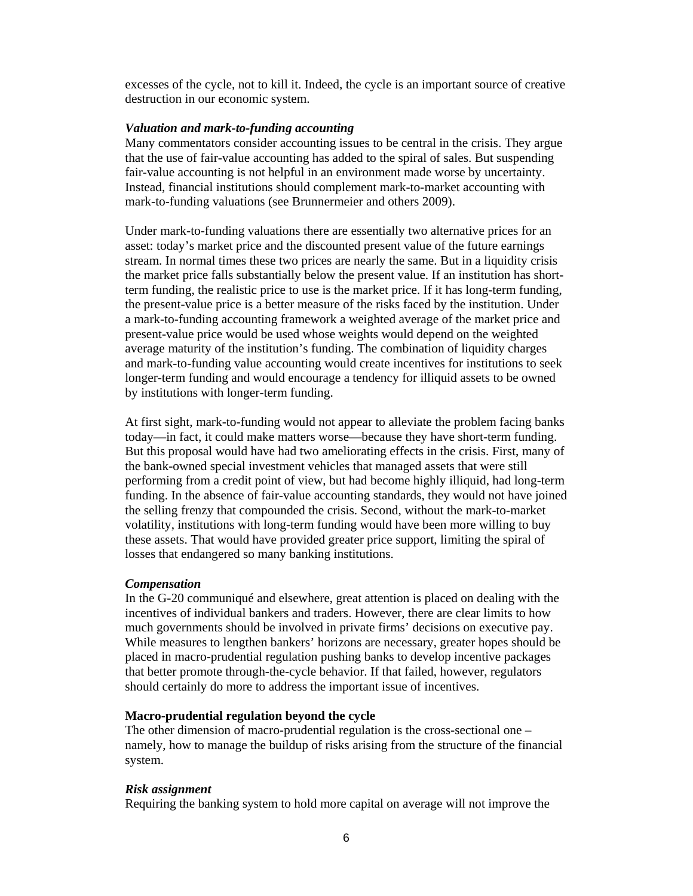excesses of the cycle, not to kill it. Indeed, the cycle is an important source of creative destruction in our economic system.

### *Valuation and mark-to-funding accounting*

Many commentators consider accounting issues to be central in the crisis. They argue that the use of fair-value accounting has added to the spiral of sales. But suspending fair-value accounting is not helpful in an environment made worse by uncertainty. Instead, financial institutions should complement mark-to-market accounting with mark-to-funding valuations (see Brunnermeier and others 2009).

Under mark-to-funding valuations there are essentially two alternative prices for an asset: today's market price and the discounted present value of the future earnings stream. In normal times these two prices are nearly the same. But in a liquidity crisis the market price falls substantially below the present value. If an institution has short-term funding, the realistic price to use is the market price. If it has long-term funding, the present-value price is a better measure of the risks faced by the institution. Under a mark-to-funding accounting framework a weighted average of the market price and present-value price would be used whose weights would depend on the weighted average maturity of the institution's funding. The combination of liquidity charges and mark-to-funding value accounting would create incentives for institutions to seek longer-term funding and would encourage a tendency for illiquid assets to be owned by institutions with longer-term funding.

At first sight, mark-to-funding would not appear to alleviate the problem facing banks today—in fact, it could make matters worse—because they have short-term funding. But this proposal would have had two ameliorating effects in the crisis. First, many of the bank-owned special investment vehicles that managed assets that were still performing from a credit point of view, but had become highly illiquid, had long-term funding. In the absence of fair-value accounting standards, they would not have joined the selling frenzy that compounded the crisis. Second, without the mark-to-market volatility, institutions with long-term funding would have been more willing to buy these assets. That would have provided greater price support, limiting the spiral of losses that endangered so many banking institutions.

### *Compensation*

In the G-20 communiqué and elsewhere, great attention is placed on dealing with the incentives of individual bankers and traders. However, there are clear limits to how much governments should be involved in private firms' decisions on executive pay. While measures to lengthen bankers' horizons are necessary, greater hopes should be placed in macro-prudential regulation pushing banks to develop incentive packages that better promote through-the-cycle behavior. If that failed, however, regulators should certainly do more to address the important issue of incentives.

## **Macro-prudential regulation beyond the cycle**

The other dimension of macro-prudential regulation is the cross-sectional one – namely, how to manage the buildup of risks arising from the structure of the financial system.

### *Risk assignment*

Requiring the banking system to hold more capital on average will not improve the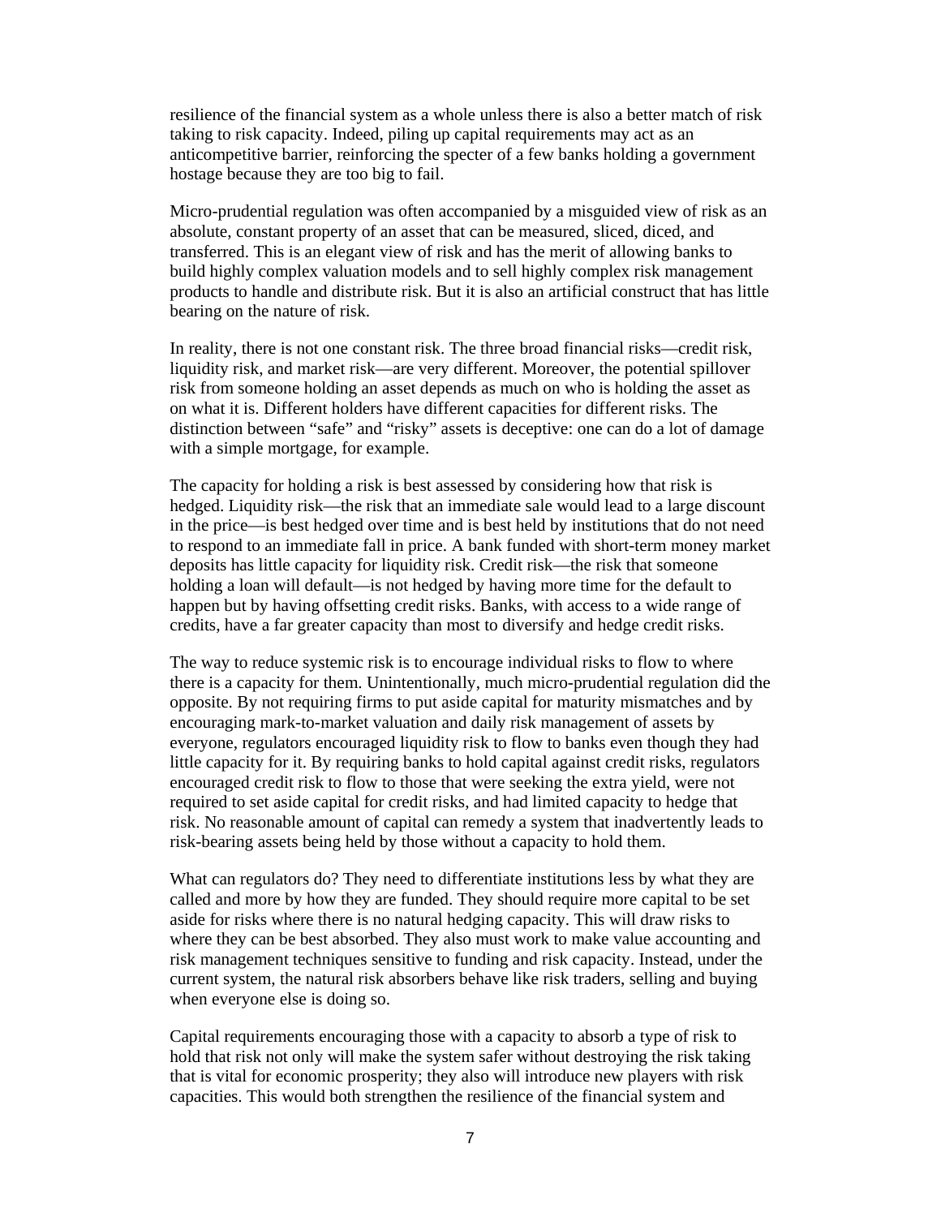resilience of the financial system as a whole unless there is also a better match of risk taking to risk capacity. Indeed, piling up capital requirements may act as an anticompetitive barrier, reinforcing the specter of a few banks holding a government hostage because they are too big to fail.

Micro-prudential regulation was often accompanied by a misguided view of risk as an absolute, constant property of an asset that can be measured, sliced, diced, and transferred. This is an elegant view of risk and has the merit of allowing banks to build highly complex valuation models and to sell highly complex risk management products to handle and distribute risk. But it is also an artificial construct that has little bearing on the nature of risk.

In reality, there is not one constant risk. The three broad financial risks—credit risk, liquidity risk, and market risk—are very different. Moreover, the potential spillover risk from someone holding an asset depends as much on who is holding the asset as on what it is. Different holders have different capacities for different risks. The distinction between "safe" and "risky" assets is deceptive: one can do a lot of damage with a simple mortgage, for example.

The capacity for holding a risk is best assessed by considering how that risk is hedged. Liquidity risk—the risk that an immediate sale would lead to a large discount in the price—is best hedged over time and is best held by institutions that do not need to respond to an immediate fall in price. A bank funded with short-term money market deposits has little capacity for liquidity risk. Credit risk—the risk that someone holding a loan will default—is not hedged by having more time for the default to happen but by having offsetting credit risks. Banks, with access to a wide range of credits, have a far greater capacity than most to diversify and hedge credit risks.

The way to reduce systemic risk is to encourage individual risks to flow to where there is a capacity for them. Unintentionally, much micro-prudential regulation did the opposite. By not requiring firms to put aside capital for maturity mismatches and by encouraging mark-to-market valuation and daily risk management of assets by everyone, regulators encouraged liquidity risk to flow to banks even though they had little capacity for it. By requiring banks to hold capital against credit risks, regulators encouraged credit risk to flow to those that were seeking the extra yield, were not required to set aside capital for credit risks, and had limited capacity to hedge that risk. No reasonable amount of capital can remedy a system that inadvertently leads to risk-bearing assets being held by those without a capacity to hold them.

What can regulators do? They need to differentiate institutions less by what they are called and more by how they are funded. They should require more capital to be set aside for risks where there is no natural hedging capacity. This will draw risks to where they can be best absorbed. They also must work to make value accounting and risk management techniques sensitive to funding and risk capacity. Instead, under the current system, the natural risk absorbers behave like risk traders, selling and buying when everyone else is doing so.

Capital requirements encouraging those with a capacity to absorb a type of risk to hold that risk not only will make the system safer without destroying the risk taking that is vital for economic prosperity; they also will introduce new players with risk capacities. This would both strengthen the resilience of the financial system and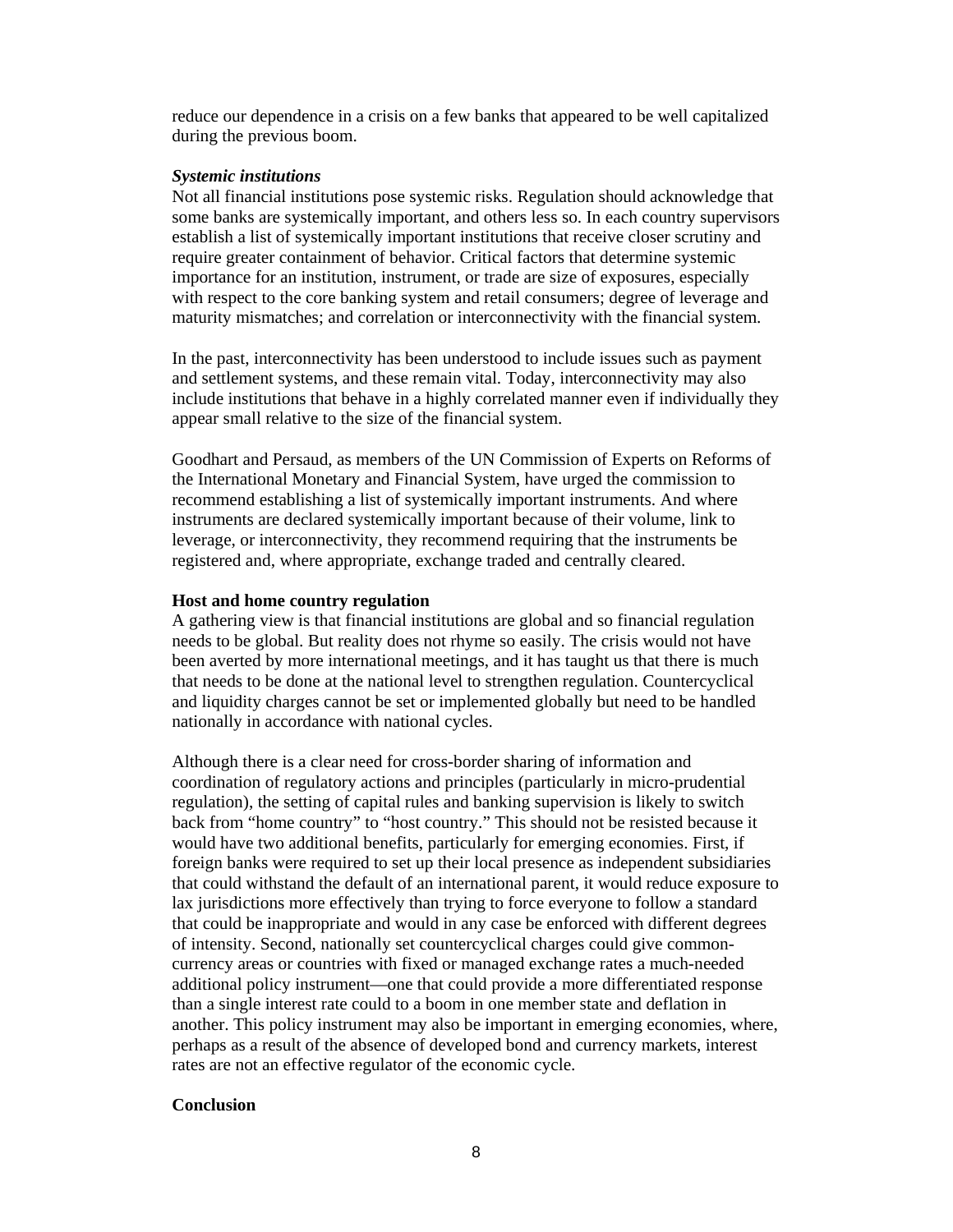reduce our dependence in a crisis on a few banks that appeared to be well capitalized during the previous boom.

***Systemic institutions***

Not all financial institutions pose systemic risks. Regulation should acknowledge that some banks are systemically important, and others less so. In each country supervisors establish a list of systemically important institutions that receive closer scrutiny and require greater containment of behavior. Critical factors that determine systemic importance for an institution, instrument, or trade are size of exposures, especially with respect to the core banking system and retail consumers; degree of leverage and maturity mismatches; and correlation or interconnectivity with the financial system.

In the past, interconnectivity has been understood to include issues such as payment and settlement systems, and these remain vital. Today, interconnectivity may also include institutions that behave in a highly correlated manner even if individually they appear small relative to the size of the financial system.

Goodhart and Persaud, as members of the UN Commission of Experts on Reforms of the International Monetary and Financial System, have urged the commission to recommend establishing a list of systemically important instruments. And where instruments are declared systemically important because of their volume, link to leverage, or interconnectivity, they recommend requiring that the instruments be registered and, where appropriate, exchange traded and centrally cleared.

**Host and home country regulation**

A gathering view is that financial institutions are global and so financial regulation needs to be global. But reality does not rhyme so easily. The crisis would not have been averted by more international meetings, and it has taught us that there is much that needs to be done at the national level to strengthen regulation. Countercyclical and liquidity charges cannot be set or implemented globally but need to be handled nationally in accordance with national cycles.

Although there is a clear need for cross-border sharing of information and coordination of regulatory actions and principles (particularly in micro-prudential regulation), the setting of capital rules and banking supervision is likely to switch back from "home country" to "host country." This should not be resisted because it would have two additional benefits, particularly for emerging economies. First, if foreign banks were required to set up their local presence as independent subsidiaries that could withstand the default of an international parent, it would reduce exposure to lax jurisdictions more effectively than trying to force everyone to follow a standard that could be inappropriate and would in any case be enforced with different degrees of intensity. Second, nationally set countercyclical charges could give common-currency areas or countries with fixed or managed exchange rates a much-needed additional policy instrument—one that could provide a more differentiated response than a single interest rate could to a boom in one member state and deflation in another. This policy instrument may also be important in emerging economies, where, perhaps as a result of the absence of developed bond and currency markets, interest rates are not an effective regulator of the economic cycle.

**Conclusion**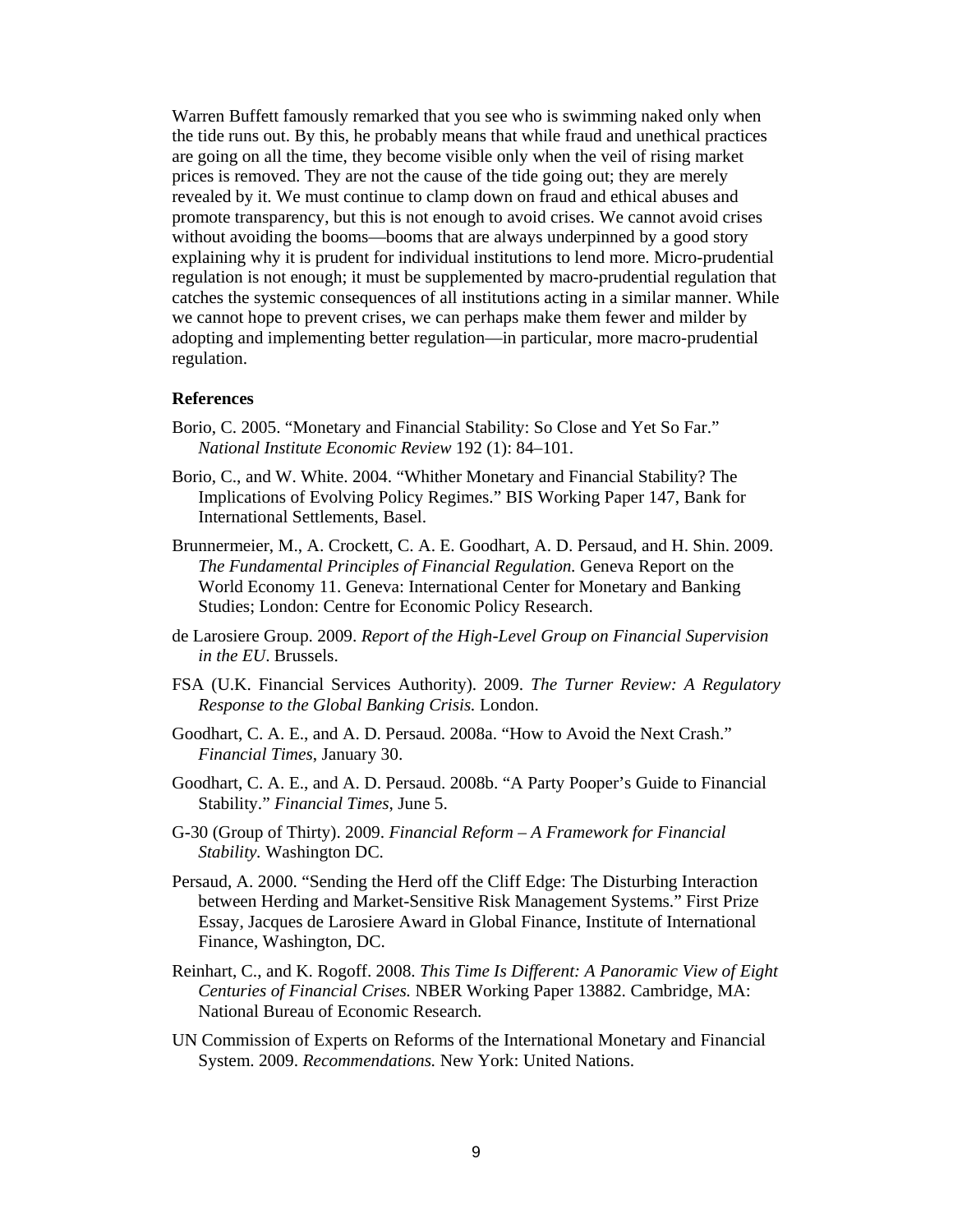Warren Buffett famously remarked that you see who is swimming naked only when the tide runs out. By this, he probably means that while fraud and unethical practices are going on all the time, they become visible only when the veil of rising market prices is removed. They are not the cause of the tide going out; they are merely revealed by it. We must continue to clamp down on fraud and ethical abuses and promote transparency, but this is not enough to avoid crises. We cannot avoid crises without avoiding the booms—booms that are always underpinned by a good story explaining why it is prudent for individual institutions to lend more. Micro-prudential regulation is not enough; it must be supplemented by macro-prudential regulation that catches the systemic consequences of all institutions acting in a similar manner. While we cannot hope to prevent crises, we can perhaps make them fewer and milder by adopting and implementing better regulation—in particular, more macro-prudential regulation.

**References**

Borio, C. 2005. "Monetary and Financial Stability: So Close and Yet So Far." *National Institute Economic Review* 192 (1): 84–101.

Borio, C., and W. White. 2004. "Whither Monetary and Financial Stability? The Implications of Evolving Policy Regimes." BIS Working Paper 147, Bank for International Settlements, Basel.

Brunnermeier, M., A. Crockett, C. A. E. Goodhart, A. D. Persaud, and H. Shin. 2009. *The Fundamental Principles of Financial Regulation.* Geneva Report on the World Economy 11. Geneva: International Center for Monetary and Banking Studies; London: Centre for Economic Policy Research.

de Larosiere Group. 2009. *Report of the High-Level Group on Financial Supervision in the EU*. Brussels.

FSA (U.K. Financial Services Authority). 2009. *The Turner Review: A Regulatory Response to the Global Banking Crisis.* London.

Goodhart, C. A. E., and A. D. Persaud. 2008a. "How to Avoid the Next Crash." *Financial Times*, January 30.

Goodhart, C. A. E., and A. D. Persaud. 2008b. "A Party Pooper's Guide to Financial Stability." *Financial Times*, June 5.

G-30 (Group of Thirty). 2009. *Financial Reform – A Framework for Financial Stability.* Washington DC.

Persaud, A. 2000. "Sending the Herd off the Cliff Edge: The Disturbing Interaction between Herding and Market-Sensitive Risk Management Systems." First Prize Essay, Jacques de Larosiere Award in Global Finance, Institute of International Finance, Washington, DC.

Reinhart, C., and K. Rogoff. 2008. *This Time Is Different: A Panoramic View of Eight Centuries of Financial Crises.* NBER Working Paper 13882. Cambridge, MA: National Bureau of Economic Research.

UN Commission of Experts on Reforms of the International Monetary and Financial System. 2009. *Recommendations.* New York: United Nations.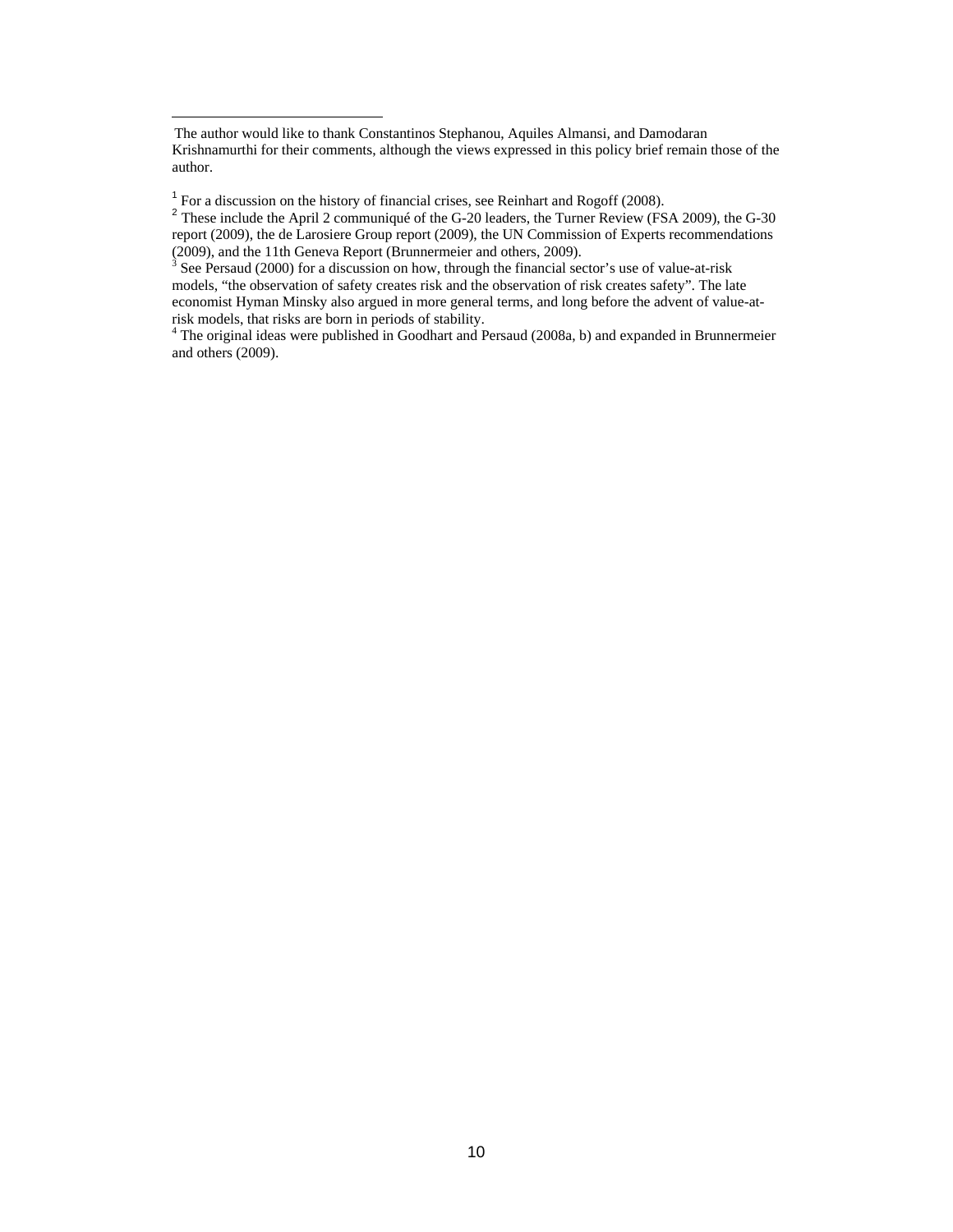The author would like to thank Constantinos Stephanou, Aquiles Almansi, and Damodaran Krishnamurthi for their comments, although the views expressed in this policy brief remain those of the author.

[1] For a discussion on the history of financial crises, see Reinhart and Rogoff (2008).

[2] These include the April 2 communiqué of the G-20 leaders, the Turner Review (FSA 2009), the G-30 report (2009), the de Larosiere Group report (2009), the UN Commission of Experts recommendations (2009), and the 11th Geneva Report (Brunnermeier and others, 2009).

[3] See Persaud (2000) for a discussion on how, through the financial sector's use of value-at-risk models, "the observation of safety creates risk and the observation of risk creates safety". The late economist Hyman Minsky also argued in more general terms, and long before the advent of value-at-risk models, that risks are born in periods of stability.

[4] The original ideas were published in Goodhart and Persaud (2008a, b) and expanded in Brunnermeier and others (2009).